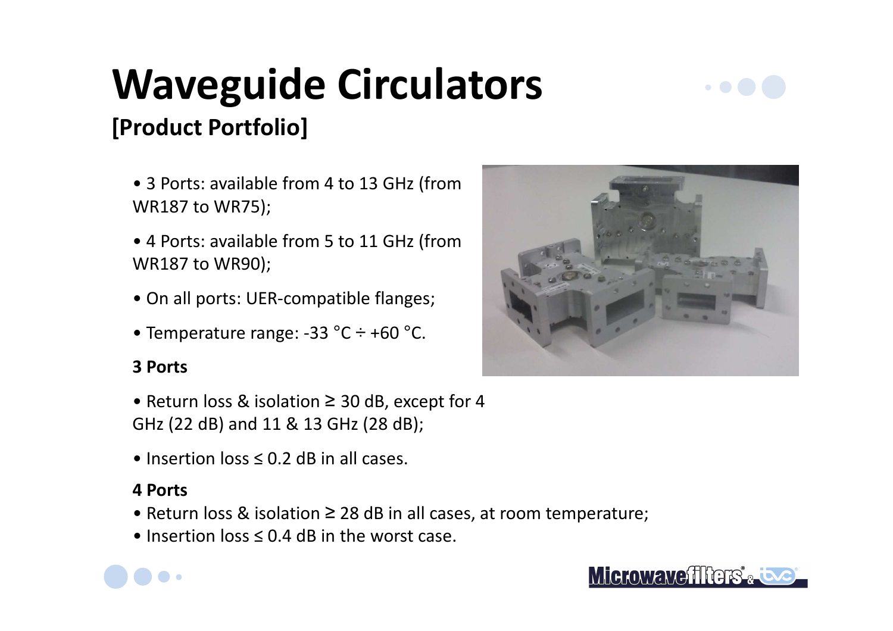# Waveguide Circulators

## [Product Portfolio]

- 3 Ports: available from 4 to 13 GHz (from WR187 to WR75);
- 4 Ports: available from 5 to 11 GHz (from WR187 to WR90);
- On all ports: UER-compatible flanges;
- Temperature range: -33 °C ÷ +60 °C.

**3 Ports**

- Return loss & isolation ≥ 30 dB, except for 4 GHz (22 dB) and 11 & 13 GHz (28 dB);
- Insertion loss ≤ 0.2 dB in all cases.

**4 Ports**

- Return loss & isolation ≥ 28 dB in all cases, at room temperature;
- Insertion loss ≤ 0.4 dB in the worst case.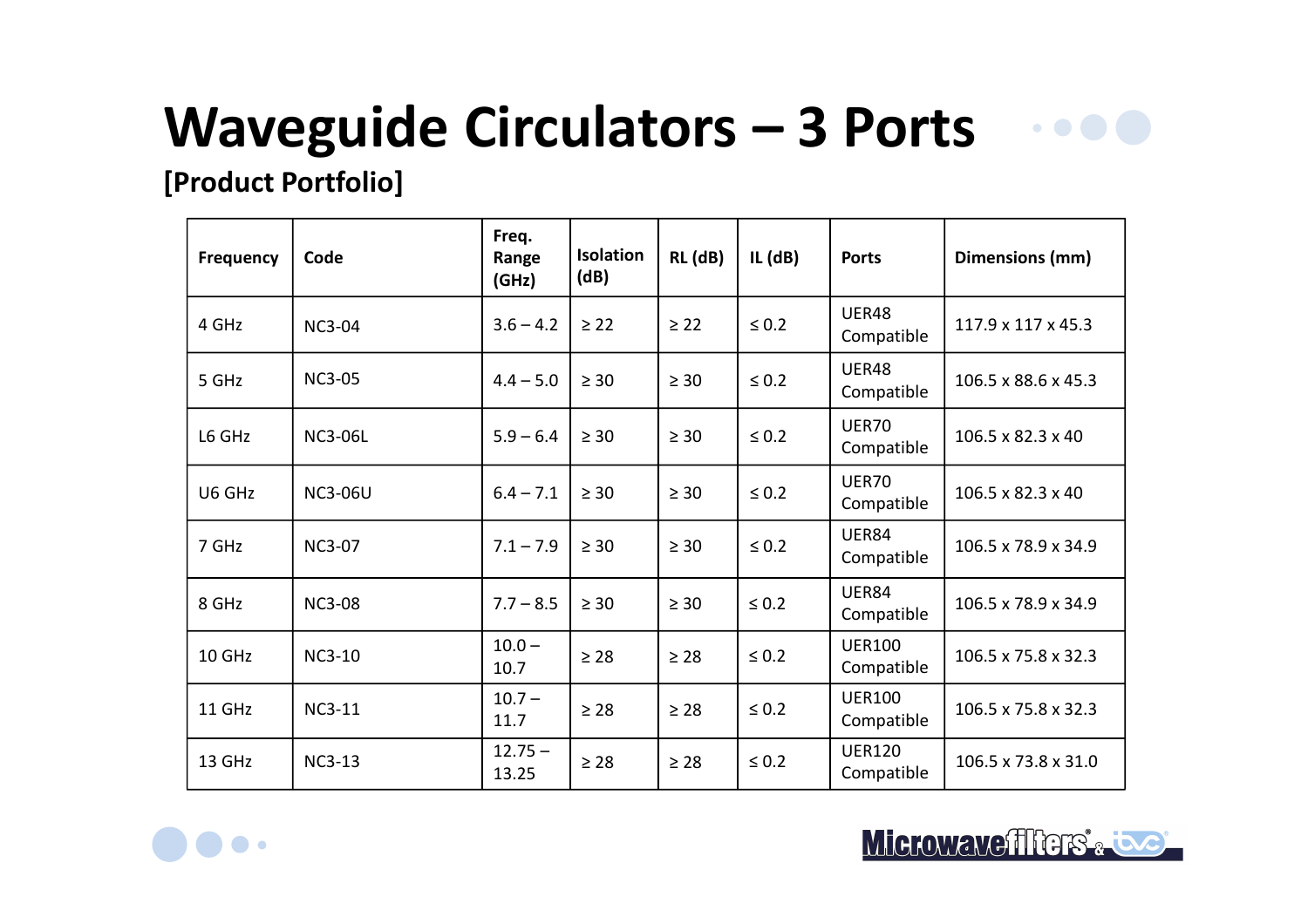# Waveguide Circulators – 3 Ports

**[Product Portfolio]**

| Frequency | Code | Freq. Range (GHz) | Isolation (dB) | RL (dB) | IL (dB) | Ports | Dimensions (mm) |
|---|---|---|---|---|---|---|---|
| 4 GHz | NC3-04 | 3.6 – 4.2 | ≥ 22 | ≥ 22 | ≤ 0.2 | UER48 Compatible | 117.9 x 117 x 45.3 |
| 5 GHz | NC3-05 | 4.4 – 5.0 | ≥ 30 | ≥ 30 | ≤ 0.2 | UER48 Compatible | 106.5 x 88.6 x 45.3 |
| L6 GHz | NC3-06L | 5.9 – 6.4 | ≥ 30 | ≥ 30 | ≤ 0.2 | UER70 Compatible | 106.5 x 82.3 x 40 |
| U6 GHz | NC3-06U | 6.4 – 7.1 | ≥ 30 | ≥ 30 | ≤ 0.2 | UER70 Compatible | 106.5 x 82.3 x 40 |
| 7 GHz | NC3-07 | 7.1 – 7.9 | ≥ 30 | ≥ 30 | ≤ 0.2 | UER84 Compatible | 106.5 x 78.9 x 34.9 |
| 8 GHz | NC3-08 | 7.7 – 8.5 | ≥ 30 | ≥ 30 | ≤ 0.2 | UER84 Compatible | 106.5 x 78.9 x 34.9 |
| 10 GHz | NC3-10 | 10.0 – 10.7 | ≥ 28 | ≥ 28 | ≤ 0.2 | UER100 Compatible | 106.5 x 75.8 x 32.3 |
| 11 GHz | NC3-11 | 10.7 – 11.7 | ≥ 28 | ≥ 28 | ≤ 0.2 | UER100 Compatible | 106.5 x 75.8 x 32.3 |
| 13 GHz | NC3-13 | 12.75 – 13.25 | ≥ 28 | ≥ 28 | ≤ 0.2 | UER120 Compatible | 106.5 x 73.8 x 31.0 |